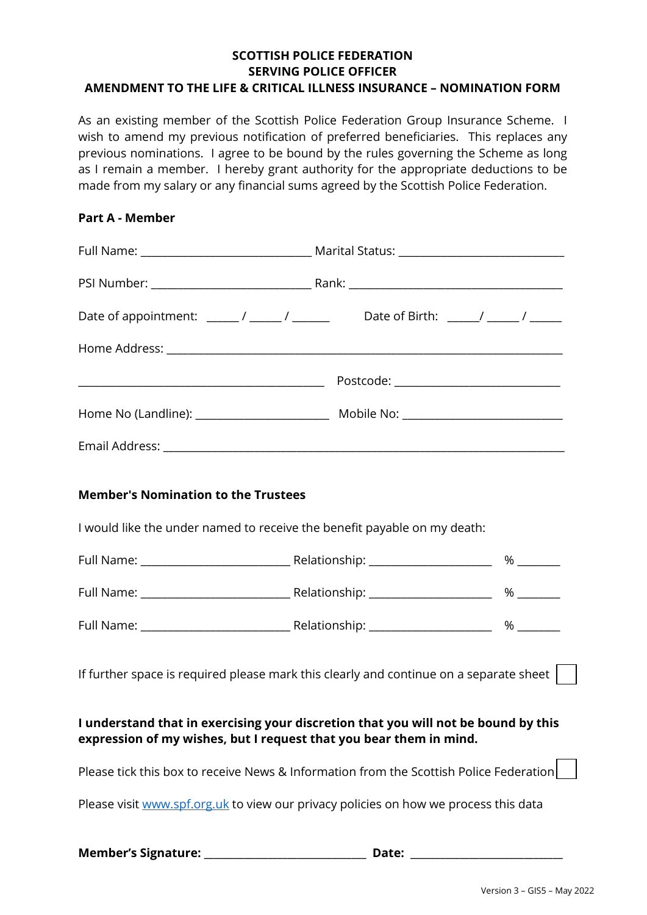**SCOTTISH POLICE FEDERATION**
**SERVING POLICE OFFICER**
**AMENDMENT TO THE LIFE & CRITICAL ILLNESS INSURANCE – NOMINATION FORM**

As an existing member of the Scottish Police Federation Group Insurance Scheme. I wish to amend my previous notification of preferred beneficiaries. This replaces any previous nominations. I agree to be bound by the rules governing the Scheme as long as I remain a member. I hereby grant authority for the appropriate deductions to be made from my salary or any financial sums agreed by the Scottish Police Federation.

**Part A - Member**

Full Name: ______________________________ Marital Status: ______________________________

PSI Number: ____________________________ Rank: ________________________________________

Date of appointment: ______ / ______ / _______ Date of Birth: ______/ ______ / ______

Home Address: ___________________________________________________________________________

_____________________________________________ Postcode: ______________________________

Home No (Landline): ________________________ Mobile No: ____________________________

Email Address: __________________________________________________________________________

**Member's Nomination to the Trustees**

I would like the under named to receive the benefit payable on my death:

Full Name: ___________________________ Relationship: ______________________ % ________

Full Name: ___________________________ Relationship: ______________________ % ________

Full Name: ___________________________ Relationship: ______________________ % ________

If further space is required please mark this clearly and continue on a separate sheet ☐

**I understand that in exercising your discretion that you will not be bound by this expression of my wishes, but I request that you bear them in mind.**

Please tick this box to receive News & Information from the Scottish Police Federation ☐

Please visit www.spf.org.uk to view our privacy policies on how we process this data

**Member's Signature:** _____________________________ **Date:** ____________________________

Version 3 – GIS5 – May 2022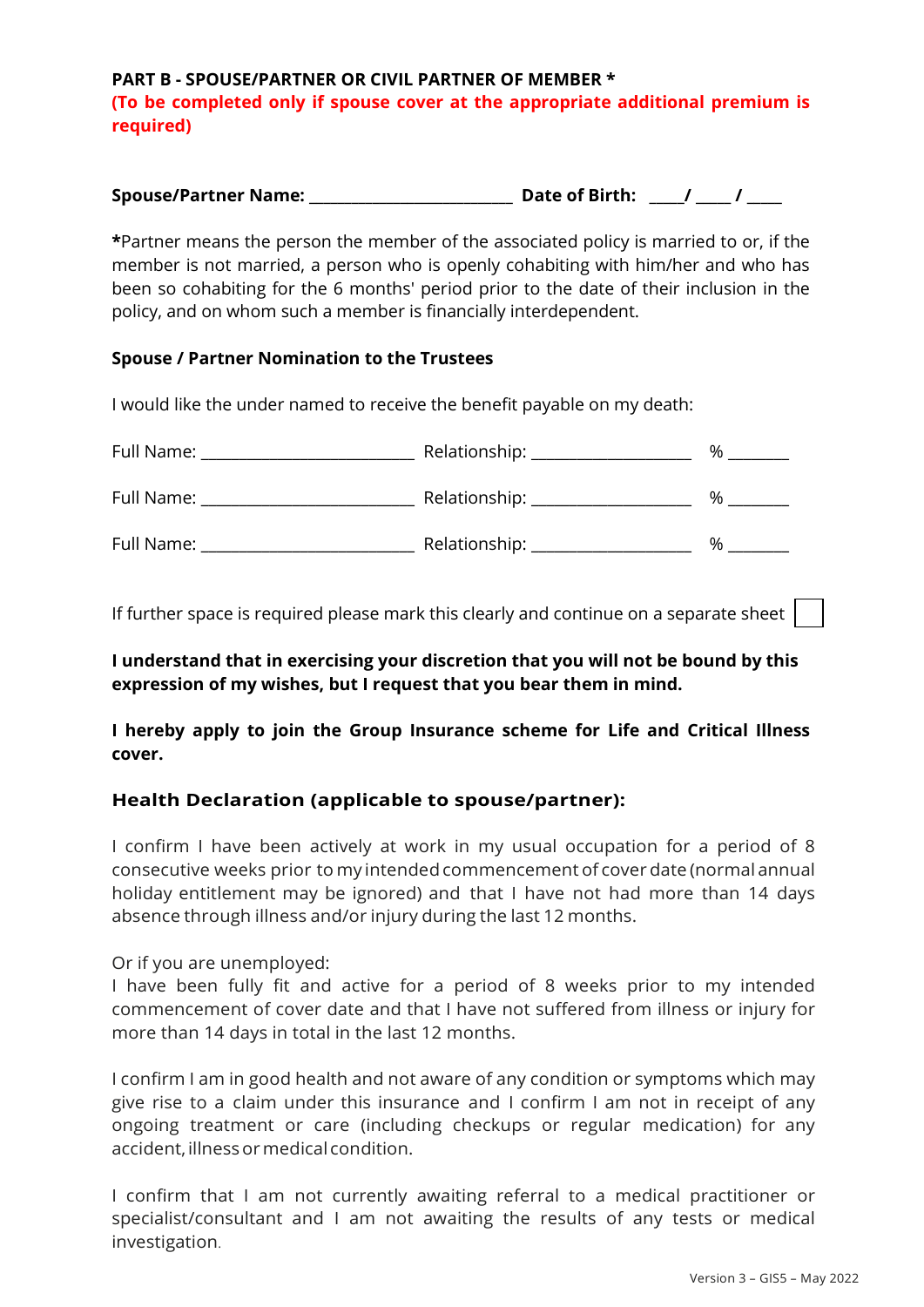**PART B - SPOUSE/PARTNER OR CIVIL PARTNER OF MEMBER ***

**(To be completed only if spouse cover at the appropriate additional premium is required)**

**Spouse/Partner Name:** ________________________ **Date of Birth:** ____/ ____ / ____

***Partner** means the person the member of the associated policy is married to or, if the member is not married, a person who is openly cohabiting with him/her and who has been so cohabiting for the 6 months' period prior to the date of their inclusion in the policy, and on whom such a member is financially interdependent.

**Spouse / Partner Nomination to the Trustees**

I would like the under named to receive the benefit payable on my death:

Full Name: _________________________ Relationship: ___________________ % _______

Full Name: _________________________ Relationship: ___________________ % _______

Full Name: _________________________ Relationship: ___________________ % _______

If further space is required please mark this clearly and continue on a separate sheet ☐

**I understand that in exercising your discretion that you will not be bound by this expression of my wishes, but I request that you bear them in mind.**

**I hereby apply to join the Group Insurance scheme for Life and Critical Illness cover.**

## Health Declaration (applicable to spouse/partner):

I confirm I have been actively at work in my usual occupation for a period of 8 consecutive weeks prior to my intended commencement of cover date (normal annual holiday entitlement may be ignored) and that I have not had more than 14 days absence through illness and/or injury during the last 12 months.

Or if you are unemployed:
I have been fully fit and active for a period of 8 weeks prior to my intended commencement of cover date and that I have not suffered from illness or injury for more than 14 days in total in the last 12 months.

I confirm I am in good health and not aware of any condition or symptoms which may give rise to a claim under this insurance and I confirm I am not in receipt of any ongoing treatment or care (including checkups or regular medication) for any accident, illness or medical condition.

I confirm that I am not currently awaiting referral to a medical practitioner or specialist/consultant and I am not awaiting the results of any tests or medical investigation.

Version 3 – GIS5 – May 2022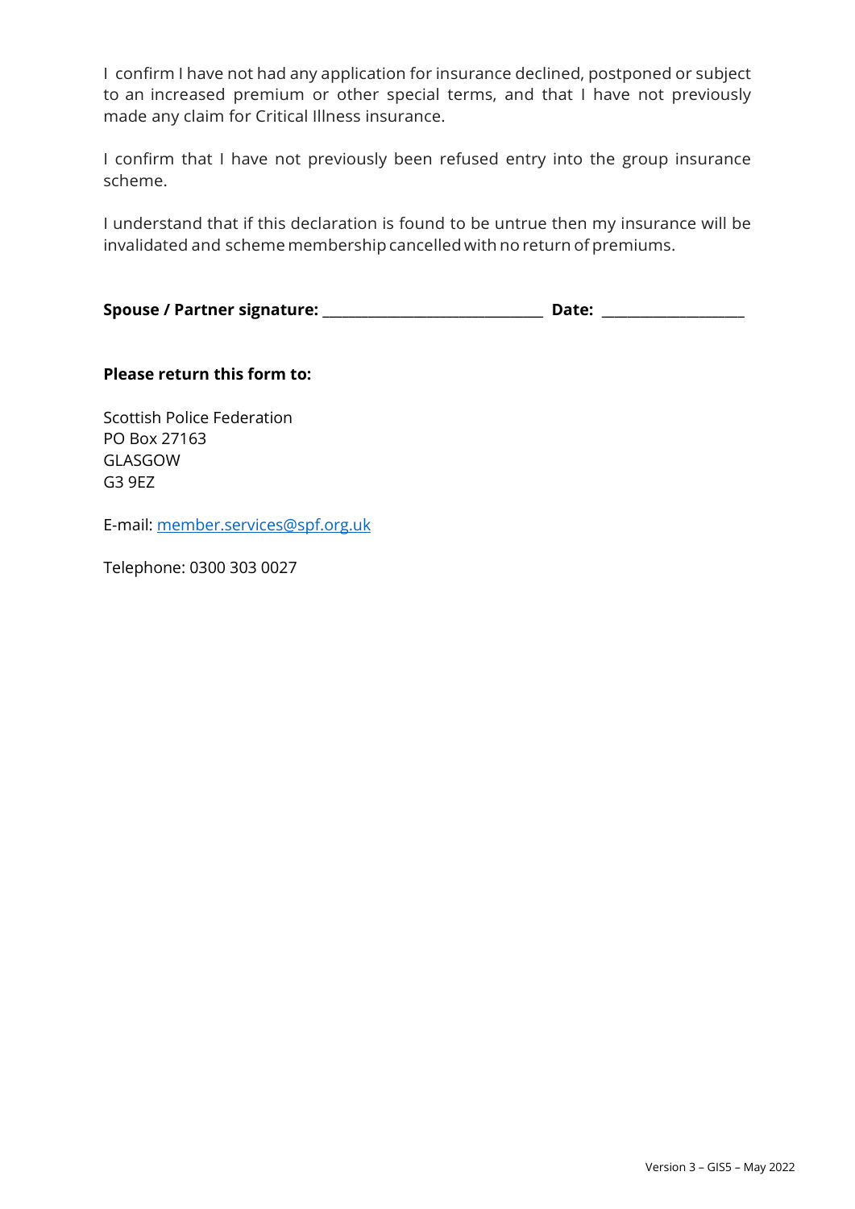I confirm I have not had any application for insurance declined, postponed or subject to an increased premium or other special terms, and that I have not previously made any claim for Critical Illness insurance.

I confirm that I have not previously been refused entry into the group insurance scheme.

I understand that if this declaration is found to be untrue then my insurance will be invalidated and scheme membership cancelled with no return of premiums.

**Spouse / Partner signature:** ______________________________ **Date:** ____________________

**Please return this form to:**

Scottish Police Federation
PO Box 27163
GLASGOW
G3 9EZ

E-mail: member.services@spf.org.uk

Telephone: 0300 303 0027

Version 3 – GIS5 – May 2022